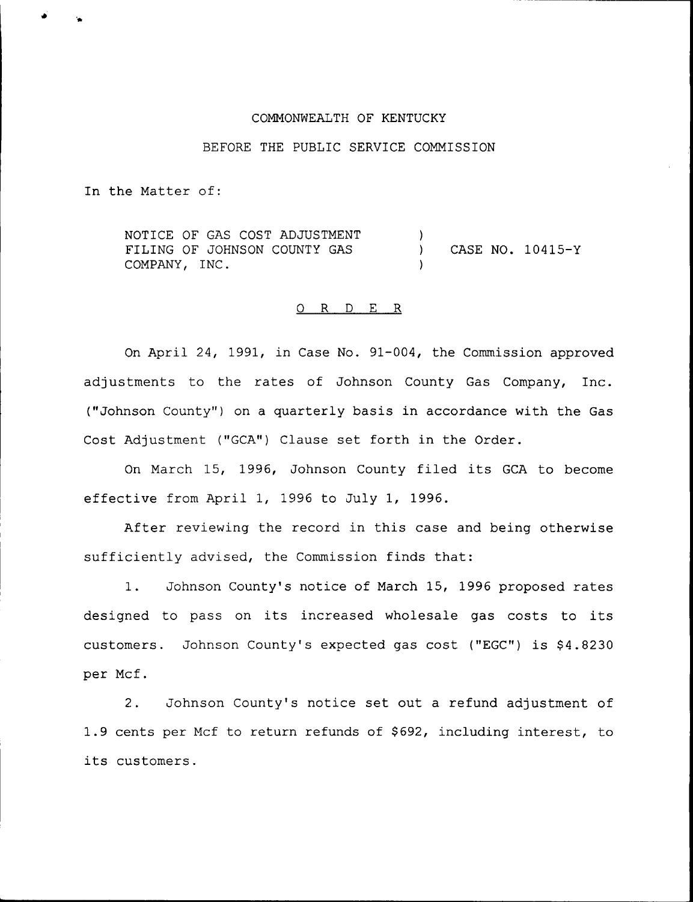COMMONWEALTH OF KENTUCKY

BEFORE THE PUBLIC SERVICE COMMISSION

In the Matter of:

| | | |
|---|---|---|
| NOTICE OF GAS COST ADJUSTMENT FILING OF JOHNSON COUNTY GAS COMPANY, INC. | ) ) ) | CASE NO. 10415-Y |

O R D E R

On April 24, 1991, in Case No. 91-004, the Commission approved adjustments to the rates of Johnson County Gas Company, Inc. ("Johnson County") on a quarterly basis in accordance with the Gas Cost Adjustment ("GCA") Clause set forth in the Order.

On March 15, 1996, Johnson County filed its GCA to become effective from April 1, 1996 to July 1, 1996.

After reviewing the record in this case and being otherwise sufficiently advised, the Commission finds that:

1. Johnson County's notice of March 15, 1996 proposed rates designed to pass on its increased wholesale gas costs to its customers. Johnson County's expected gas cost ("EGC") is $4.8230 per Mcf.

2. Johnson County's notice set out a refund adjustment of 1.9 cents per Mcf to return refunds of $692, including interest, to its customers.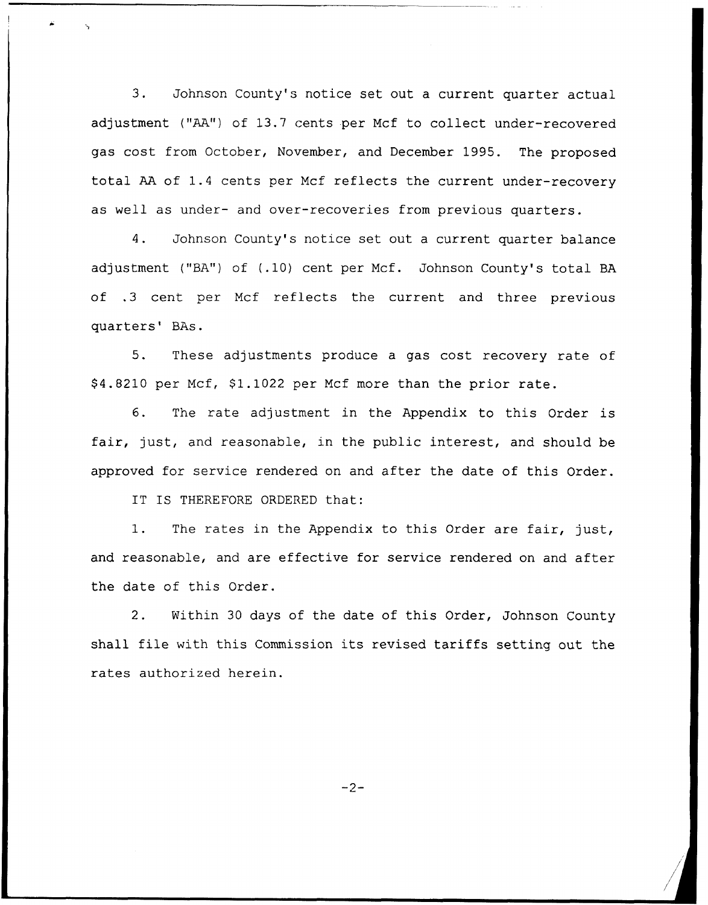3. Johnson County's notice set out a current quarter actual adjustment ("AA") of 13.7 cents per Mcf to collect under-recovered gas cost from October, November, and December 1995. The proposed total AA of 1.4 cents per Mcf reflects the current under-recovery as well as under- and over-recoveries from previous quarters.

4. Johnson County's notice set out a current quarter balance adjustment ("BA") of (.10) cent per Mcf. Johnson County's total BA of .3 cent per Mcf reflects the current and three previous quarters' BAs.

5. These adjustments produce a gas cost recovery rate of $4.8210 per Mcf, $1.1022 per Mcf more than the prior rate.

6. The rate adjustment in the Appendix to this Order is fair, just, and reasonable, in the public interest, and should be approved for service rendered on and after the date of this Order.

IT IS THEREFORE ORDERED that:

1. The rates in the Appendix to this Order are fair, just, and reasonable, and are effective for service rendered on and after the date of this Order.

2. Within 30 days of the date of this Order, Johnson County shall file with this Commission its revised tariffs setting out the rates authorized herein.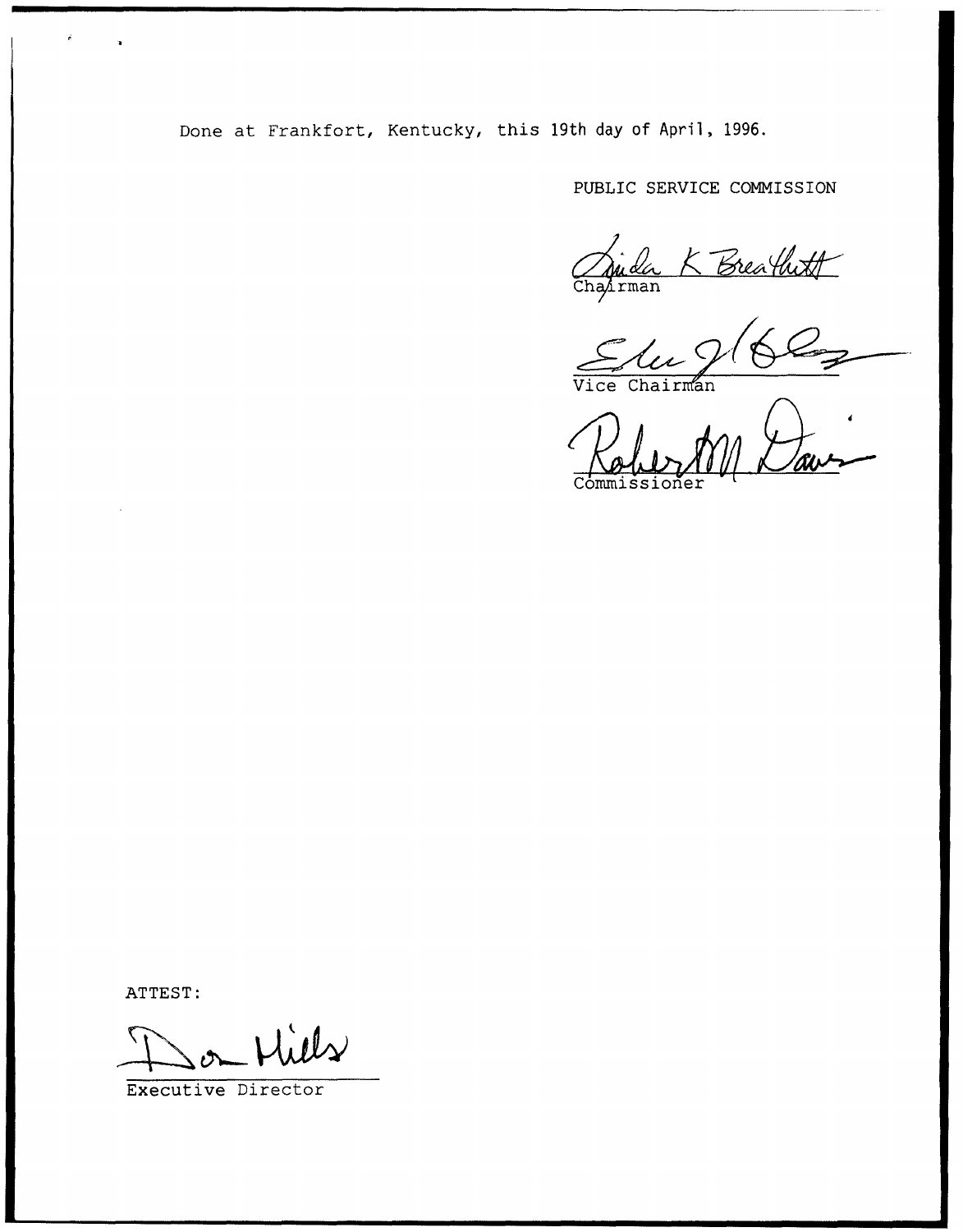Done at Frankfort, Kentucky, this 19th day of April, 1996.

PUBLIC SERVICE COMMISSION

Chairman

Vice Chairman

Commissioner

ATTEST:

Executive Director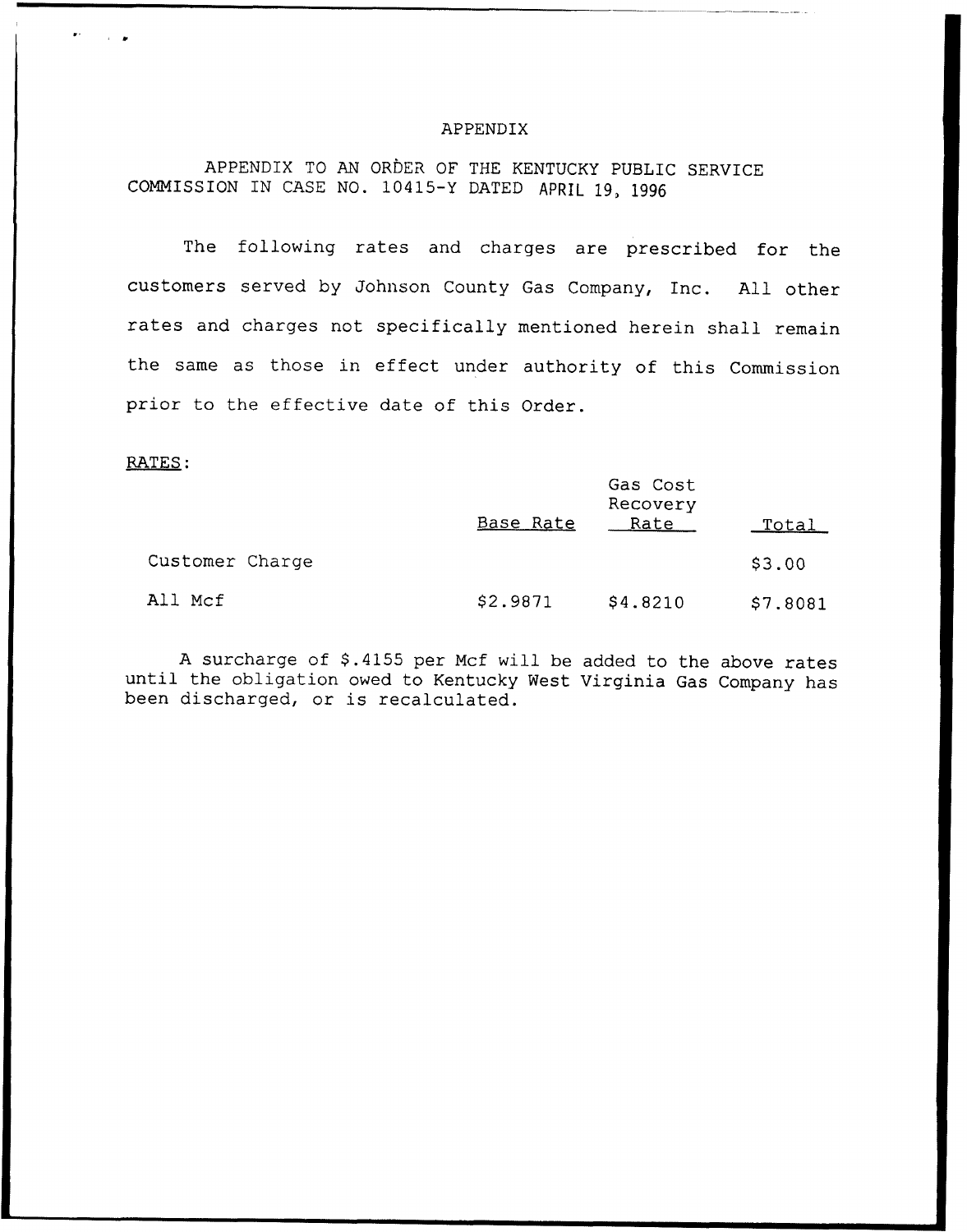# APPENDIX

APPENDIX TO AN ORDER OF THE KENTUCKY PUBLIC SERVICE COMMISSION IN CASE NO. 10415-Y DATED APRIL 19, 1996

The following rates and charges are prescribed for the customers served by Johnson County Gas Company, Inc. All other rates and charges not specifically mentioned herein shall remain the same as those in effect under authority of this Commission prior to the effective date of this Order.

RATES:

| | Base Rate | Gas Cost Recovery Rate | Total |
|---|---|---|---|
| Customer Charge | | | $3.00 |
| All Mcf | $2.9871 | $4.8210 | $7.8081 |

A surcharge of $.4155 per Mcf will be added to the above rates until the obligation owed to Kentucky West Virginia Gas Company has been discharged, or is recalculated.